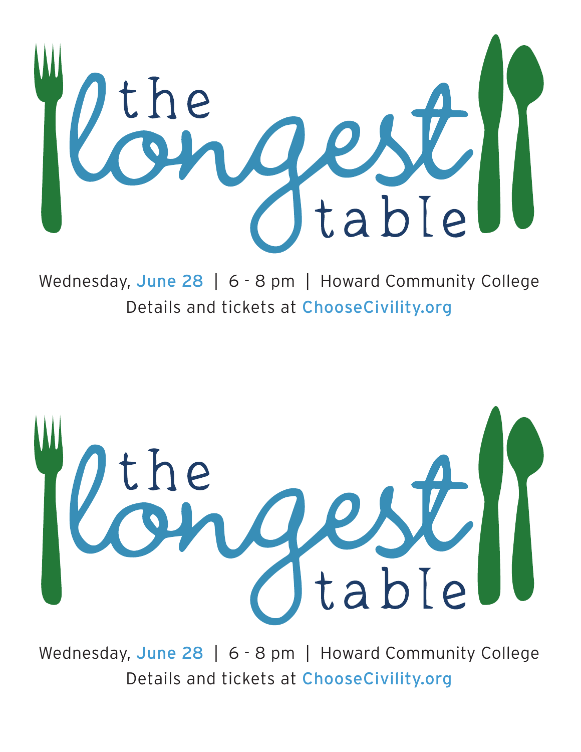# the longest table

Wednesday, June 28 | 6 - 8 pm | Howard Community College

Details and tickets at ChooseCivility.org

# the longest table

Wednesday, June 28 | 6 - 8 pm | Howard Community College

Details and tickets at ChooseCivility.org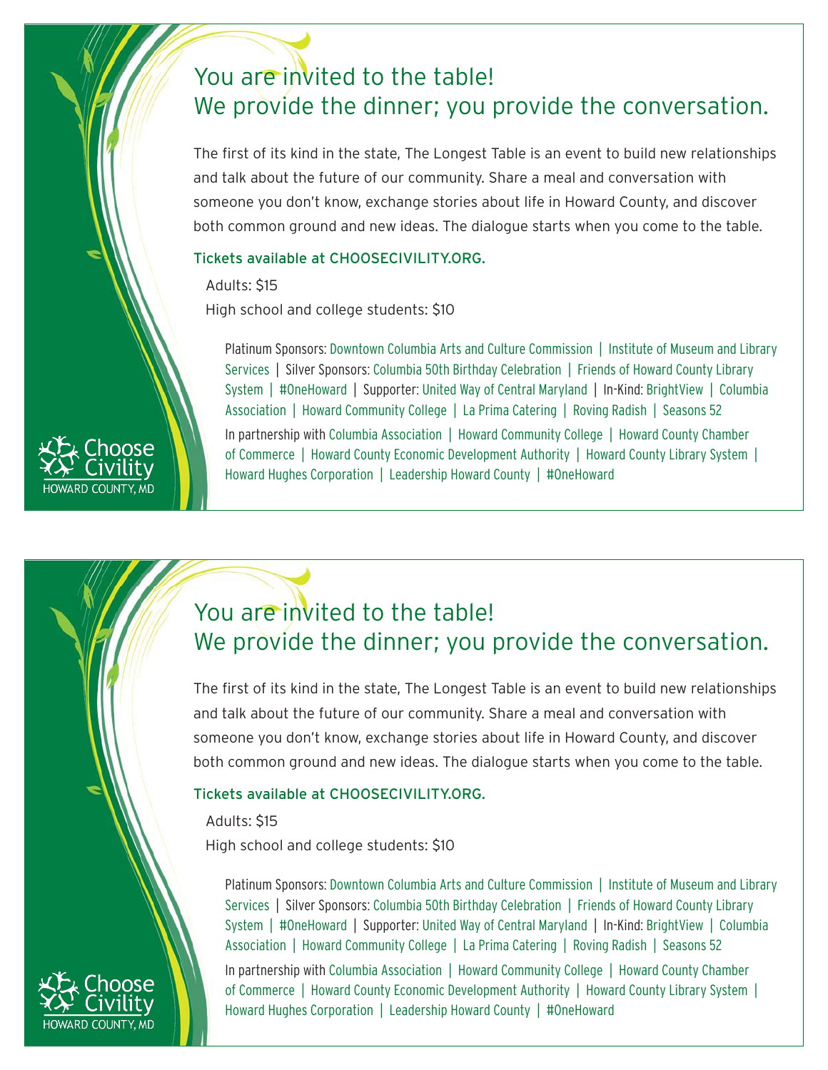## You are invited to the table!
## We provide the dinner; you provide the conversation.

The first of its kind in the state, The Longest Table is an event to build new relationships and talk about the future of our community. Share a meal and conversation with someone you don't know, exchange stories about life in Howard County, and discover both common ground and new ideas. The dialogue starts when you come to the table.

**Tickets available at CHOOSECIVILITY.ORG.**

Adults: $15

High school and college students: $10

Platinum Sponsors: Downtown Columbia Arts and Culture Commission | Institute of Museum and Library Services | Silver Sponsors: Columbia 50th Birthday Celebration | Friends of Howard County Library System | #OneHoward | Supporter: United Way of Central Maryland | In-Kind: BrightView | Columbia Association | Howard Community College | La Prima Catering | Roving Radish | Seasons 52

In partnership with Columbia Association | Howard Community College | Howard County Chamber of Commerce | Howard County Economic Development Authority | Howard County Library System | Howard Hughes Corporation | Leadership Howard County | #OneHoward

Choose Civility
HOWARD COUNTY, MD

## You are invited to the table!
## We provide the dinner; you provide the conversation.

The first of its kind in the state, The Longest Table is an event to build new relationships and talk about the future of our community. Share a meal and conversation with someone you don't know, exchange stories about life in Howard County, and discover both common ground and new ideas. The dialogue starts when you come to the table.

**Tickets available at CHOOSECIVILITY.ORG.**

Adults: $15

High school and college students: $10

Platinum Sponsors: Downtown Columbia Arts and Culture Commission | Institute of Museum and Library Services | Silver Sponsors: Columbia 50th Birthday Celebration | Friends of Howard County Library System | #OneHoward | Supporter: United Way of Central Maryland | In-Kind: BrightView | Columbia Association | Howard Community College | La Prima Catering | Roving Radish | Seasons 52

In partnership with Columbia Association | Howard Community College | Howard County Chamber of Commerce | Howard County Economic Development Authority | Howard County Library System | Howard Hughes Corporation | Leadership Howard County | #OneHoward

Choose Civility
HOWARD COUNTY, MD